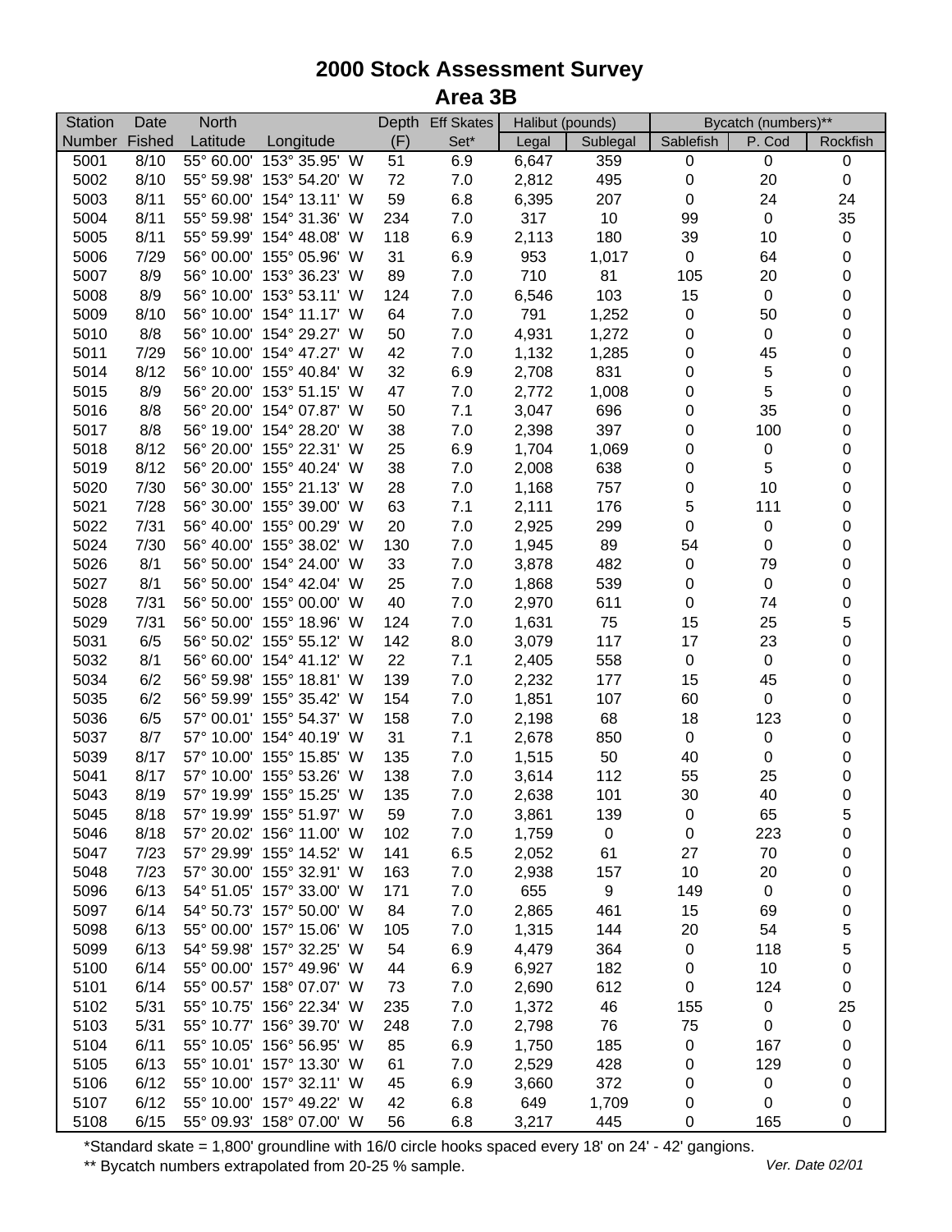# 2000 Stock Assessment Survey
## Area 3B

| Station | Date | North | | Depth | Eff Skates | Halibut (pounds) | | Bycatch (numbers)** | | |
|---|---|---|---|---|---|---|---|---|---|---|
| Number | Fished | Latitude | Longitude | (F) | Set* | Legal | Sublegal | Sablefish | P. Cod | Rockfish |
| 5001 | 8/10 | 55° 60.00' | 153° 35.95' W | 51 | 6.9 | 6,647 | 359 | 0 | 0 | 0 |
| 5002 | 8/10 | 55° 59.98' | 153° 54.20' W | 72 | 7.0 | 2,812 | 495 | 0 | 20 | 0 |
| 5003 | 8/11 | 55° 60.00' | 154° 13.11' W | 59 | 6.8 | 6,395 | 207 | 0 | 24 | 24 |
| 5004 | 8/11 | 55° 59.98' | 154° 31.36' W | 234 | 7.0 | 317 | 10 | 99 | 0 | 35 |
| 5005 | 8/11 | 55° 59.99' | 154° 48.08' W | 118 | 6.9 | 2,113 | 180 | 39 | 10 | 0 |
| 5006 | 7/29 | 56° 00.00' | 155° 05.96' W | 31 | 6.9 | 953 | 1,017 | 0 | 64 | 0 |
| 5007 | 8/9 | 56° 10.00' | 153° 36.23' W | 89 | 7.0 | 710 | 81 | 105 | 20 | 0 |
| 5008 | 8/9 | 56° 10.00' | 153° 53.11' W | 124 | 7.0 | 6,546 | 103 | 15 | 0 | 0 |
| 5009 | 8/10 | 56° 10.00' | 154° 11.17' W | 64 | 7.0 | 791 | 1,252 | 0 | 50 | 0 |
| 5010 | 8/8 | 56° 10.00' | 154° 29.27' W | 50 | 7.0 | 4,931 | 1,272 | 0 | 0 | 0 |
| 5011 | 7/29 | 56° 10.00' | 154° 47.27' W | 42 | 7.0 | 1,132 | 1,285 | 0 | 45 | 0 |
| 5014 | 8/12 | 56° 10.00' | 155° 40.84' W | 32 | 6.9 | 2,708 | 831 | 0 | 5 | 0 |
| 5015 | 8/9 | 56° 20.00' | 153° 51.15' W | 47 | 7.0 | 2,772 | 1,008 | 0 | 5 | 0 |
| 5016 | 8/8 | 56° 20.00' | 154° 07.87' W | 50 | 7.1 | 3,047 | 696 | 0 | 35 | 0 |
| 5017 | 8/8 | 56° 19.00' | 154° 28.20' W | 38 | 7.0 | 2,398 | 397 | 0 | 100 | 0 |
| 5018 | 8/12 | 56° 20.00' | 155° 22.31' W | 25 | 6.9 | 1,704 | 1,069 | 0 | 0 | 0 |
| 5019 | 8/12 | 56° 20.00' | 155° 40.24' W | 38 | 7.0 | 2,008 | 638 | 0 | 5 | 0 |
| 5020 | 7/30 | 56° 30.00' | 155° 21.13' W | 28 | 7.0 | 1,168 | 757 | 0 | 10 | 0 |
| 5021 | 7/28 | 56° 30.00' | 155° 39.00' W | 63 | 7.1 | 2,111 | 176 | 5 | 111 | 0 |
| 5022 | 7/31 | 56° 40.00' | 155° 00.29' W | 20 | 7.0 | 2,925 | 299 | 0 | 0 | 0 |
| 5024 | 7/30 | 56° 40.00' | 155° 38.02' W | 130 | 7.0 | 1,945 | 89 | 54 | 0 | 0 |
| 5026 | 8/1 | 56° 50.00' | 154° 24.00' W | 33 | 7.0 | 3,878 | 482 | 0 | 79 | 0 |
| 5027 | 8/1 | 56° 50.00' | 154° 42.04' W | 25 | 7.0 | 1,868 | 539 | 0 | 0 | 0 |
| 5028 | 7/31 | 56° 50.00' | 155° 00.00' W | 40 | 7.0 | 2,970 | 611 | 0 | 74 | 0 |
| 5029 | 7/31 | 56° 50.00' | 155° 18.96' W | 124 | 7.0 | 1,631 | 75 | 15 | 25 | 5 |
| 5031 | 6/5 | 56° 50.02' | 155° 55.12' W | 142 | 8.0 | 3,079 | 117 | 17 | 23 | 0 |
| 5032 | 8/1 | 56° 60.00' | 154° 41.12' W | 22 | 7.1 | 2,405 | 558 | 0 | 0 | 0 |
| 5034 | 6/2 | 56° 59.98' | 155° 18.81' W | 139 | 7.0 | 2,232 | 177 | 15 | 45 | 0 |
| 5035 | 6/2 | 56° 59.99' | 155° 35.42' W | 154 | 7.0 | 1,851 | 107 | 60 | 0 | 0 |
| 5036 | 6/5 | 57° 00.01' | 155° 54.37' W | 158 | 7.0 | 2,198 | 68 | 18 | 123 | 0 |
| 5037 | 8/7 | 57° 10.00' | 154° 40.19' W | 31 | 7.1 | 2,678 | 850 | 0 | 0 | 0 |
| 5039 | 8/17 | 57° 10.00' | 155° 15.85' W | 135 | 7.0 | 1,515 | 50 | 40 | 0 | 0 |
| 5041 | 8/17 | 57° 10.00' | 155° 53.26' W | 138 | 7.0 | 3,614 | 112 | 55 | 25 | 0 |
| 5043 | 8/19 | 57° 19.99' | 155° 15.25' W | 135 | 7.0 | 2,638 | 101 | 30 | 40 | 0 |
| 5045 | 8/18 | 57° 19.99' | 155° 51.97' W | 59 | 7.0 | 3,861 | 139 | 0 | 65 | 5 |
| 5046 | 8/18 | 57° 20.02' | 156° 11.00' W | 102 | 7.0 | 1,759 | 0 | 0 | 223 | 0 |
| 5047 | 7/23 | 57° 29.99' | 155° 14.52' W | 141 | 6.5 | 2,052 | 61 | 27 | 70 | 0 |
| 5048 | 7/23 | 57° 30.00' | 155° 32.91' W | 163 | 7.0 | 2,938 | 157 | 10 | 20 | 0 |
| 5096 | 6/13 | 54° 51.05' | 157° 33.00' W | 171 | 7.0 | 655 | 9 | 149 | 0 | 0 |
| 5097 | 6/14 | 54° 50.73' | 157° 50.00' W | 84 | 7.0 | 2,865 | 461 | 15 | 69 | 0 |
| 5098 | 6/13 | 55° 00.00' | 157° 15.06' W | 105 | 7.0 | 1,315 | 144 | 20 | 54 | 5 |
| 5099 | 6/13 | 54° 59.98' | 157° 32.25' W | 54 | 6.9 | 4,479 | 364 | 0 | 118 | 5 |
| 5100 | 6/14 | 55° 00.00' | 157° 49.96' W | 44 | 6.9 | 6,927 | 182 | 0 | 10 | 0 |
| 5101 | 6/14 | 55° 00.57' | 158° 07.07' W | 73 | 7.0 | 2,690 | 612 | 0 | 124 | 0 |
| 5102 | 5/31 | 55° 10.75' | 156° 22.34' W | 235 | 7.0 | 1,372 | 46 | 155 | 0 | 25 |
| 5103 | 5/31 | 55° 10.77' | 156° 39.70' W | 248 | 7.0 | 2,798 | 76 | 75 | 0 | 0 |
| 5104 | 6/11 | 55° 10.05' | 156° 56.95' W | 85 | 6.9 | 1,750 | 185 | 0 | 167 | 0 |
| 5105 | 6/13 | 55° 10.01' | 157° 13.30' W | 61 | 7.0 | 2,529 | 428 | 0 | 129 | 0 |
| 5106 | 6/12 | 55° 10.00' | 157° 32.11' W | 45 | 6.9 | 3,660 | 372 | 0 | 0 | 0 |
| 5107 | 6/12 | 55° 10.00' | 157° 49.22' W | 42 | 6.8 | 649 | 1,709 | 0 | 0 | 0 |
| 5108 | 6/15 | 55° 09.93' | 158° 07.00' W | 56 | 6.8 | 3,217 | 445 | 0 | 165 | 0 |

*Standard skate = 1,800' groundline with 16/0 circle hooks spaced every 18' on 24' - 42' gangions.

** Bycatch numbers extrapolated from 20-25 % sample.

*Ver. Date 02/01*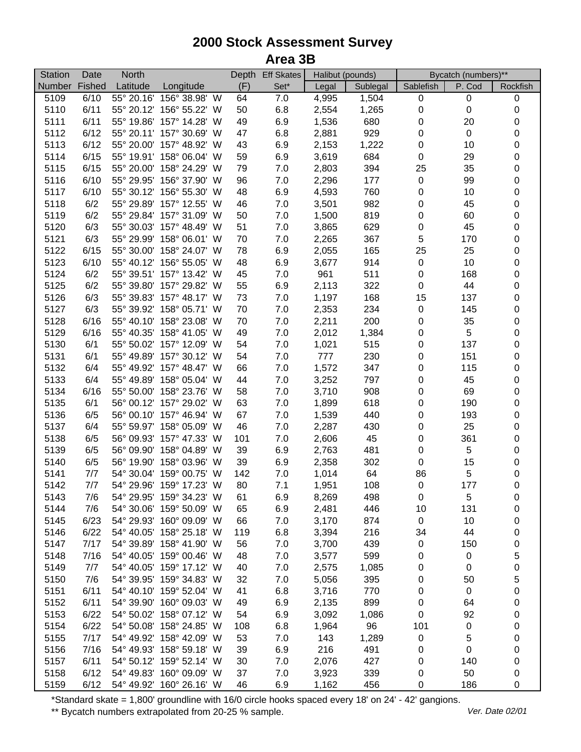# 2000 Stock Assessment Survey

## Area 3B

| Station | Date | North | | Depth | Eff Skates | Halibut (pounds) | | Bycatch (numbers)** | | |
|---|---|---|---|---|---|---|---|---|---|---|
| Number | Fished | Latitude | Longitude | (F) | Set* | Legal | Sublegal | Sablefish | P. Cod | Rockfish |
| 5109 | 6/10 | 55° 20.16' | 156° 38.98' W | 64 | 7.0 | 4,995 | 1,504 | 0 | 0 | 0 |
| 5110 | 6/11 | 55° 20.12' | 156° 55.22' W | 50 | 6.8 | 2,554 | 1,265 | 0 | 0 | 0 |
| 5111 | 6/11 | 55° 19.86' | 157° 14.28' W | 49 | 6.9 | 1,536 | 680 | 0 | 20 | 0 |
| 5112 | 6/12 | 55° 20.11' | 157° 30.69' W | 47 | 6.8 | 2,881 | 929 | 0 | 0 | 0 |
| 5113 | 6/12 | 55° 20.00' | 157° 48.92' W | 43 | 6.9 | 2,153 | 1,222 | 0 | 10 | 0 |
| 5114 | 6/15 | 55° 19.91' | 158° 06.04' W | 59 | 6.9 | 3,619 | 684 | 0 | 29 | 0 |
| 5115 | 6/15 | 55° 20.00' | 158° 24.29' W | 79 | 7.0 | 2,803 | 394 | 25 | 35 | 0 |
| 5116 | 6/10 | 55° 29.95' | 156° 37.90' W | 96 | 7.0 | 2,296 | 177 | 0 | 99 | 0 |
| 5117 | 6/10 | 55° 30.12' | 156° 55.30' W | 48 | 6.9 | 4,593 | 760 | 0 | 10 | 0 |
| 5118 | 6/2 | 55° 29.89' | 157° 12.55' W | 46 | 7.0 | 3,501 | 982 | 0 | 45 | 0 |
| 5119 | 6/2 | 55° 29.84' | 157° 31.09' W | 50 | 7.0 | 1,500 | 819 | 0 | 60 | 0 |
| 5120 | 6/3 | 55° 30.03' | 157° 48.49' W | 51 | 7.0 | 3,865 | 629 | 0 | 45 | 0 |
| 5121 | 6/3 | 55° 29.99' | 158° 06.01' W | 70 | 7.0 | 2,265 | 367 | 5 | 170 | 0 |
| 5122 | 6/15 | 55° 30.00' | 158° 24.07' W | 78 | 6.9 | 2,055 | 165 | 25 | 25 | 0 |
| 5123 | 6/10 | 55° 40.12' | 156° 55.05' W | 48 | 6.9 | 3,677 | 914 | 0 | 10 | 0 |
| 5124 | 6/2 | 55° 39.51' | 157° 13.42' W | 45 | 7.0 | 961 | 511 | 0 | 168 | 0 |
| 5125 | 6/2 | 55° 39.80' | 157° 29.82' W | 55 | 6.9 | 2,113 | 322 | 0 | 44 | 0 |
| 5126 | 6/3 | 55° 39.83' | 157° 48.17' W | 73 | 7.0 | 1,197 | 168 | 15 | 137 | 0 |
| 5127 | 6/3 | 55° 39.92' | 158° 05.71' W | 70 | 7.0 | 2,353 | 234 | 0 | 145 | 0 |
| 5128 | 6/16 | 55° 40.10' | 158° 23.08' W | 70 | 7.0 | 2,211 | 200 | 0 | 35 | 0 |
| 5129 | 6/16 | 55° 40.35' | 158° 41.05' W | 49 | 7.0 | 2,012 | 1,384 | 0 | 5 | 0 |
| 5130 | 6/1 | 55° 50.02' | 157° 12.09' W | 54 | 7.0 | 1,021 | 515 | 0 | 137 | 0 |
| 5131 | 6/1 | 55° 49.89' | 157° 30.12' W | 54 | 7.0 | 777 | 230 | 0 | 151 | 0 |
| 5132 | 6/4 | 55° 49.92' | 157° 48.47' W | 66 | 7.0 | 1,572 | 347 | 0 | 115 | 0 |
| 5133 | 6/4 | 55° 49.89' | 158° 05.04' W | 44 | 7.0 | 3,252 | 797 | 0 | 45 | 0 |
| 5134 | 6/16 | 55° 50.00' | 158° 23.76' W | 58 | 7.0 | 3,710 | 908 | 0 | 69 | 0 |
| 5135 | 6/1 | 56° 00.12' | 157° 29.02' W | 63 | 7.0 | 1,899 | 618 | 0 | 190 | 0 |
| 5136 | 6/5 | 56° 00.10' | 157° 46.94' W | 67 | 7.0 | 1,539 | 440 | 0 | 193 | 0 |
| 5137 | 6/4 | 55° 59.97' | 158° 05.09' W | 46 | 7.0 | 2,287 | 430 | 0 | 25 | 0 |
| 5138 | 6/5 | 56° 09.93' | 157° 47.33' W | 101 | 7.0 | 2,606 | 45 | 0 | 361 | 0 |
| 5139 | 6/5 | 56° 09.90' | 158° 04.89' W | 39 | 6.9 | 2,763 | 481 | 0 | 5 | 0 |
| 5140 | 6/5 | 56° 19.90' | 158° 03.96' W | 39 | 6.9 | 2,358 | 302 | 0 | 15 | 0 |
| 5141 | 7/7 | 54° 30.04' | 159° 00.75' W | 142 | 7.0 | 1,014 | 64 | 86 | 5 | 0 |
| 5142 | 7/7 | 54° 29.96' | 159° 17.23' W | 80 | 7.1 | 1,951 | 108 | 0 | 177 | 0 |
| 5143 | 7/6 | 54° 29.95' | 159° 34.23' W | 61 | 6.9 | 8,269 | 498 | 0 | 5 | 0 |
| 5144 | 7/6 | 54° 30.06' | 159° 50.09' W | 65 | 6.9 | 2,481 | 446 | 10 | 131 | 0 |
| 5145 | 6/23 | 54° 29.93' | 160° 09.09' W | 66 | 7.0 | 3,170 | 874 | 0 | 10 | 0 |
| 5146 | 6/22 | 54° 40.05' | 158° 25.18' W | 119 | 6.8 | 3,394 | 216 | 34 | 44 | 0 |
| 5147 | 7/17 | 54° 39.89' | 158° 41.90' W | 56 | 7.0 | 3,700 | 439 | 0 | 150 | 0 |
| 5148 | 7/16 | 54° 40.05' | 159° 00.46' W | 48 | 7.0 | 3,577 | 599 | 0 | 0 | 5 |
| 5149 | 7/7 | 54° 40.05' | 159° 17.12' W | 40 | 7.0 | 2,575 | 1,085 | 0 | 0 | 0 |
| 5150 | 7/6 | 54° 39.95' | 159° 34.83' W | 32 | 7.0 | 5,056 | 395 | 0 | 50 | 5 |
| 5151 | 6/11 | 54° 40.10' | 159° 52.04' W | 41 | 6.8 | 3,716 | 770 | 0 | 0 | 0 |
| 5152 | 6/11 | 54° 39.90' | 160° 09.03' W | 49 | 6.9 | 2,135 | 899 | 0 | 64 | 0 |
| 5153 | 6/22 | 54° 50.02' | 158° 07.12' W | 54 | 6.9 | 3,092 | 1,086 | 0 | 92 | 0 |
| 5154 | 6/22 | 54° 50.08' | 158° 24.85' W | 108 | 6.8 | 1,964 | 96 | 101 | 0 | 0 |
| 5155 | 7/17 | 54° 49.92' | 158° 42.09' W | 53 | 7.0 | 143 | 1,289 | 0 | 5 | 0 |
| 5156 | 7/16 | 54° 49.93' | 158° 59.18' W | 39 | 6.9 | 216 | 491 | 0 | 0 | 0 |
| 5157 | 6/11 | 54° 50.12' | 159° 52.14' W | 30 | 7.0 | 2,076 | 427 | 0 | 140 | 0 |
| 5158 | 6/12 | 54° 49.83' | 160° 09.09' W | 37 | 7.0 | 3,923 | 339 | 0 | 50 | 0 |
| 5159 | 6/12 | 54° 49.92' | 160° 26.16' W | 46 | 6.9 | 1,162 | 456 | 0 | 186 | 0 |

*Standard skate = 1,800' groundline with 16/0 circle hooks spaced every 18' on 24' - 42' gangions.

** Bycatch numbers extrapolated from 20-25 % sample.

*Ver. Date 02/01*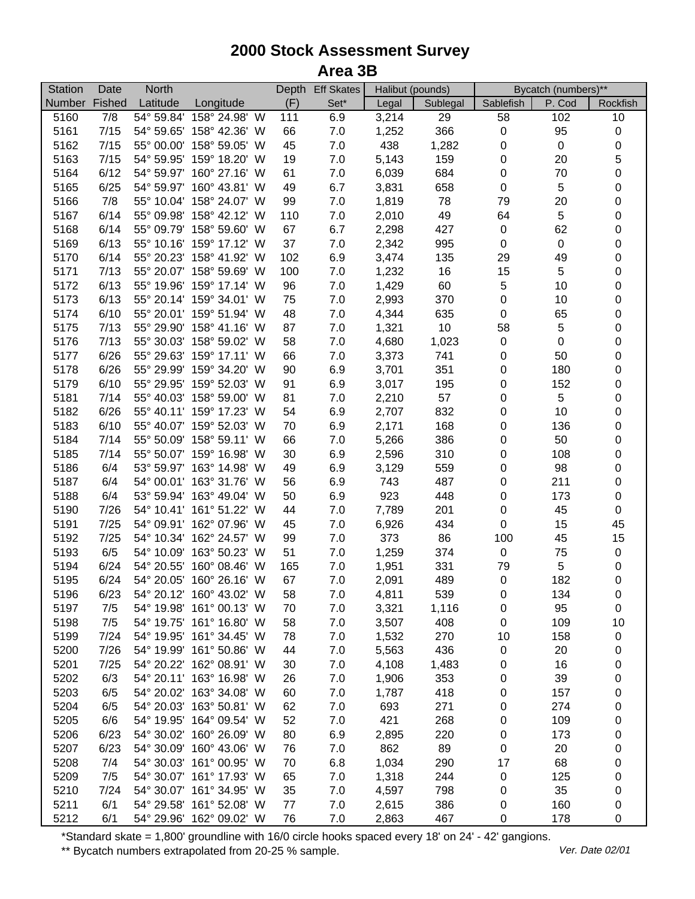# 2000 Stock Assessment Survey
## Area 3B

| Station | Date | North | | Depth | Eff Skates | Halibut (pounds) | | Bycatch (numbers)** | | |
|---|---|---|---|---|---|---|---|---|---|---|
| Number | Fished | Latitude | Longitude | (F) | Set* | Legal | Sublegal | Sablefish | P. Cod | Rockfish |
| 5160 | 7/8 | 54° 59.84' | 158° 24.98' W | 111 | 6.9 | 3,214 | 29 | 58 | 102 | 10 |
| 5161 | 7/15 | 54° 59.65' | 158° 42.36' W | 66 | 7.0 | 1,252 | 366 | 0 | 95 | 0 |
| 5162 | 7/15 | 55° 00.00' | 158° 59.05' W | 45 | 7.0 | 438 | 1,282 | 0 | 0 | 0 |
| 5163 | 7/15 | 54° 59.95' | 159° 18.20' W | 19 | 7.0 | 5,143 | 159 | 0 | 20 | 5 |
| 5164 | 6/12 | 54° 59.97' | 160° 27.16' W | 61 | 7.0 | 6,039 | 684 | 0 | 70 | 0 |
| 5165 | 6/25 | 54° 59.97' | 160° 43.81' W | 49 | 6.7 | 3,831 | 658 | 0 | 5 | 0 |
| 5166 | 7/8 | 55° 10.04' | 158° 24.07' W | 99 | 7.0 | 1,819 | 78 | 79 | 20 | 0 |
| 5167 | 6/14 | 55° 09.98' | 158° 42.12' W | 110 | 7.0 | 2,010 | 49 | 64 | 5 | 0 |
| 5168 | 6/14 | 55° 09.79' | 158° 59.60' W | 67 | 6.7 | 2,298 | 427 | 0 | 62 | 0 |
| 5169 | 6/13 | 55° 10.16' | 159° 17.12' W | 37 | 7.0 | 2,342 | 995 | 0 | 0 | 0 |
| 5170 | 6/14 | 55° 20.23' | 158° 41.92' W | 102 | 6.9 | 3,474 | 135 | 29 | 49 | 0 |
| 5171 | 7/13 | 55° 20.07' | 158° 59.69' W | 100 | 7.0 | 1,232 | 16 | 15 | 5 | 0 |
| 5172 | 6/13 | 55° 19.96' | 159° 17.14' W | 96 | 7.0 | 1,429 | 60 | 5 | 10 | 0 |
| 5173 | 6/13 | 55° 20.14' | 159° 34.01' W | 75 | 7.0 | 2,993 | 370 | 0 | 10 | 0 |
| 5174 | 6/10 | 55° 20.01' | 159° 51.94' W | 48 | 7.0 | 4,344 | 635 | 0 | 65 | 0 |
| 5175 | 7/13 | 55° 29.90' | 158° 41.16' W | 87 | 7.0 | 1,321 | 10 | 58 | 5 | 0 |
| 5176 | 7/13 | 55° 30.03' | 158° 59.02' W | 58 | 7.0 | 4,680 | 1,023 | 0 | 0 | 0 |
| 5177 | 6/26 | 55° 29.63' | 159° 17.11' W | 66 | 7.0 | 3,373 | 741 | 0 | 50 | 0 |
| 5178 | 6/26 | 55° 29.99' | 159° 34.20' W | 90 | 6.9 | 3,701 | 351 | 0 | 180 | 0 |
| 5179 | 6/10 | 55° 29.95' | 159° 52.03' W | 91 | 6.9 | 3,017 | 195 | 0 | 152 | 0 |
| 5181 | 7/14 | 55° 40.03' | 158° 59.00' W | 81 | 7.0 | 2,210 | 57 | 0 | 5 | 0 |
| 5182 | 6/26 | 55° 40.11' | 159° 17.23' W | 54 | 6.9 | 2,707 | 832 | 0 | 10 | 0 |
| 5183 | 6/10 | 55° 40.07' | 159° 52.03' W | 70 | 6.9 | 2,171 | 168 | 0 | 136 | 0 |
| 5184 | 7/14 | 55° 50.09' | 158° 59.11' W | 66 | 7.0 | 5,266 | 386 | 0 | 50 | 0 |
| 5185 | 7/14 | 55° 50.07' | 159° 16.98' W | 30 | 6.9 | 2,596 | 310 | 0 | 108 | 0 |
| 5186 | 6/4 | 53° 59.97' | 163° 14.98' W | 49 | 6.9 | 3,129 | 559 | 0 | 98 | 0 |
| 5187 | 6/4 | 54° 00.01' | 163° 31.76' W | 56 | 6.9 | 743 | 487 | 0 | 211 | 0 |
| 5188 | 6/4 | 53° 59.94' | 163° 49.04' W | 50 | 6.9 | 923 | 448 | 0 | 173 | 0 |
| 5190 | 7/26 | 54° 10.41' | 161° 51.22' W | 44 | 7.0 | 7,789 | 201 | 0 | 45 | 0 |
| 5191 | 7/25 | 54° 09.91' | 162° 07.96' W | 45 | 7.0 | 6,926 | 434 | 0 | 15 | 45 |
| 5192 | 7/25 | 54° 10.34' | 162° 24.57' W | 99 | 7.0 | 373 | 86 | 100 | 45 | 15 |
| 5193 | 6/5 | 54° 10.09' | 163° 50.23' W | 51 | 7.0 | 1,259 | 374 | 0 | 75 | 0 |
| 5194 | 6/24 | 54° 20.55' | 160° 08.46' W | 165 | 7.0 | 1,951 | 331 | 79 | 5 | 0 |
| 5195 | 6/24 | 54° 20.05' | 160° 26.16' W | 67 | 7.0 | 2,091 | 489 | 0 | 182 | 0 |
| 5196 | 6/23 | 54° 20.12' | 160° 43.02' W | 58 | 7.0 | 4,811 | 539 | 0 | 134 | 0 |
| 5197 | 7/5 | 54° 19.98' | 161° 00.13' W | 70 | 7.0 | 3,321 | 1,116 | 0 | 95 | 0 |
| 5198 | 7/5 | 54° 19.75' | 161° 16.80' W | 58 | 7.0 | 3,507 | 408 | 0 | 109 | 10 |
| 5199 | 7/24 | 54° 19.95' | 161° 34.45' W | 78 | 7.0 | 1,532 | 270 | 10 | 158 | 0 |
| 5200 | 7/26 | 54° 19.99' | 161° 50.86' W | 44 | 7.0 | 5,563 | 436 | 0 | 20 | 0 |
| 5201 | 7/25 | 54° 20.22' | 162° 08.91' W | 30 | 7.0 | 4,108 | 1,483 | 0 | 16 | 0 |
| 5202 | 6/3 | 54° 20.11' | 163° 16.98' W | 26 | 7.0 | 1,906 | 353 | 0 | 39 | 0 |
| 5203 | 6/5 | 54° 20.02' | 163° 34.08' W | 60 | 7.0 | 1,787 | 418 | 0 | 157 | 0 |
| 5204 | 6/5 | 54° 20.03' | 163° 50.81' W | 62 | 7.0 | 693 | 271 | 0 | 274 | 0 |
| 5205 | 6/6 | 54° 19.95' | 164° 09.54' W | 52 | 7.0 | 421 | 268 | 0 | 109 | 0 |
| 5206 | 6/23 | 54° 30.02' | 160° 26.09' W | 80 | 6.9 | 2,895 | 220 | 0 | 173 | 0 |
| 5207 | 6/23 | 54° 30.09' | 160° 43.06' W | 76 | 7.0 | 862 | 89 | 0 | 20 | 0 |
| 5208 | 7/4 | 54° 30.03' | 161° 00.95' W | 70 | 6.8 | 1,034 | 290 | 17 | 68 | 0 |
| 5209 | 7/5 | 54° 30.07' | 161° 17.93' W | 65 | 7.0 | 1,318 | 244 | 0 | 125 | 0 |
| 5210 | 7/24 | 54° 30.07' | 161° 34.95' W | 35 | 7.0 | 4,597 | 798 | 0 | 35 | 0 |
| 5211 | 6/1 | 54° 29.58' | 161° 52.08' W | 77 | 7.0 | 2,615 | 386 | 0 | 160 | 0 |
| 5212 | 6/1 | 54° 29.96' | 162° 09.02' W | 76 | 7.0 | 2,863 | 467 | 0 | 178 | 0 |

*Standard skate = 1,800' groundline with 16/0 circle hooks spaced every 18' on 24' - 42' gangions.

** Bycatch numbers extrapolated from 20-25 % sample.

*Ver. Date 02/01*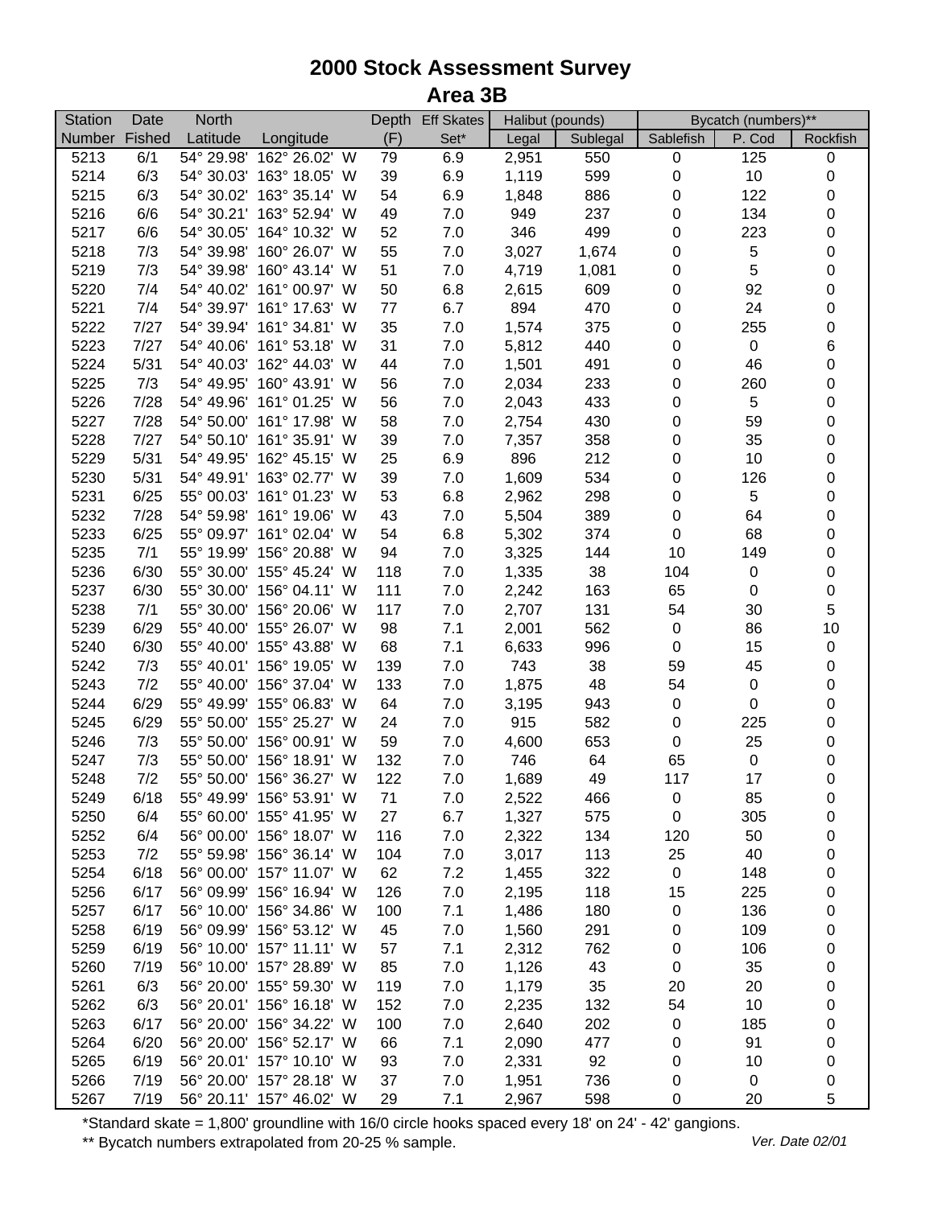# 2000 Stock Assessment Survey
## Area 3B

| Station | Date | North | | Depth | Eff Skates | Halibut (pounds) | | Bycatch (numbers)** | | |
|---|---|---|---|---|---|---|---|---|---|---|
| Number | Fished | Latitude | Longitude | (F) | Set* | Legal | Sublegal | Sablefish | P. Cod | Rockfish |
| 5213 | 6/1 | 54° 29.98' | 162° 26.02' W | 79 | 6.9 | 2,951 | 550 | 0 | 125 | 0 |
| 5214 | 6/3 | 54° 30.03' | 163° 18.05' W | 39 | 6.9 | 1,119 | 599 | 0 | 10 | 0 |
| 5215 | 6/3 | 54° 30.02' | 163° 35.14' W | 54 | 6.9 | 1,848 | 886 | 0 | 122 | 0 |
| 5216 | 6/6 | 54° 30.21' | 163° 52.94' W | 49 | 7.0 | 949 | 237 | 0 | 134 | 0 |
| 5217 | 6/6 | 54° 30.05' | 164° 10.32' W | 52 | 7.0 | 346 | 499 | 0 | 223 | 0 |
| 5218 | 7/3 | 54° 39.98' | 160° 26.07' W | 55 | 7.0 | 3,027 | 1,674 | 0 | 5 | 0 |
| 5219 | 7/3 | 54° 39.98' | 160° 43.14' W | 51 | 7.0 | 4,719 | 1,081 | 0 | 5 | 0 |
| 5220 | 7/4 | 54° 40.02' | 161° 00.97' W | 50 | 6.8 | 2,615 | 609 | 0 | 92 | 0 |
| 5221 | 7/4 | 54° 39.97' | 161° 17.63' W | 77 | 6.7 | 894 | 470 | 0 | 24 | 0 |
| 5222 | 7/27 | 54° 39.94' | 161° 34.81' W | 35 | 7.0 | 1,574 | 375 | 0 | 255 | 0 |
| 5223 | 7/27 | 54° 40.06' | 161° 53.18' W | 31 | 7.0 | 5,812 | 440 | 0 | 0 | 6 |
| 5224 | 5/31 | 54° 40.03' | 162° 44.03' W | 44 | 7.0 | 1,501 | 491 | 0 | 46 | 0 |
| 5225 | 7/3 | 54° 49.95' | 160° 43.91' W | 56 | 7.0 | 2,034 | 233 | 0 | 260 | 0 |
| 5226 | 7/28 | 54° 49.96' | 161° 01.25' W | 56 | 7.0 | 2,043 | 433 | 0 | 5 | 0 |
| 5227 | 7/28 | 54° 50.00' | 161° 17.98' W | 58 | 7.0 | 2,754 | 430 | 0 | 59 | 0 |
| 5228 | 7/27 | 54° 50.10' | 161° 35.91' W | 39 | 7.0 | 7,357 | 358 | 0 | 35 | 0 |
| 5229 | 5/31 | 54° 49.95' | 162° 45.15' W | 25 | 6.9 | 896 | 212 | 0 | 10 | 0 |
| 5230 | 5/31 | 54° 49.91' | 163° 02.77' W | 39 | 7.0 | 1,609 | 534 | 0 | 126 | 0 |
| 5231 | 6/25 | 55° 00.03' | 161° 01.23' W | 53 | 6.8 | 2,962 | 298 | 0 | 5 | 0 |
| 5232 | 7/28 | 54° 59.98' | 161° 19.06' W | 43 | 7.0 | 5,504 | 389 | 0 | 64 | 0 |
| 5233 | 6/25 | 55° 09.97' | 161° 02.04' W | 54 | 6.8 | 5,302 | 374 | 0 | 68 | 0 |
| 5235 | 7/1 | 55° 19.99' | 156° 20.88' W | 94 | 7.0 | 3,325 | 144 | 10 | 149 | 0 |
| 5236 | 6/30 | 55° 30.00' | 155° 45.24' W | 118 | 7.0 | 1,335 | 38 | 104 | 0 | 0 |
| 5237 | 6/30 | 55° 30.00' | 156° 04.11' W | 111 | 7.0 | 2,242 | 163 | 65 | 0 | 0 |
| 5238 | 7/1 | 55° 30.00' | 156° 20.06' W | 117 | 7.0 | 2,707 | 131 | 54 | 30 | 5 |
| 5239 | 6/29 | 55° 40.00' | 155° 26.07' W | 98 | 7.1 | 2,001 | 562 | 0 | 86 | 10 |
| 5240 | 6/30 | 55° 40.00' | 155° 43.88' W | 68 | 7.1 | 6,633 | 996 | 0 | 15 | 0 |
| 5242 | 7/3 | 55° 40.01' | 156° 19.05' W | 139 | 7.0 | 743 | 38 | 59 | 45 | 0 |
| 5243 | 7/2 | 55° 40.00' | 156° 37.04' W | 133 | 7.0 | 1,875 | 48 | 54 | 0 | 0 |
| 5244 | 6/29 | 55° 49.99' | 155° 06.83' W | 64 | 7.0 | 3,195 | 943 | 0 | 0 | 0 |
| 5245 | 6/29 | 55° 50.00' | 155° 25.27' W | 24 | 7.0 | 915 | 582 | 0 | 225 | 0 |
| 5246 | 7/3 | 55° 50.00' | 156° 00.91' W | 59 | 7.0 | 4,600 | 653 | 0 | 25 | 0 |
| 5247 | 7/3 | 55° 50.00' | 156° 18.91' W | 132 | 7.0 | 746 | 64 | 65 | 0 | 0 |
| 5248 | 7/2 | 55° 50.00' | 156° 36.27' W | 122 | 7.0 | 1,689 | 49 | 117 | 17 | 0 |
| 5249 | 6/18 | 55° 49.99' | 156° 53.91' W | 71 | 7.0 | 2,522 | 466 | 0 | 85 | 0 |
| 5250 | 6/4 | 55° 60.00' | 155° 41.95' W | 27 | 6.7 | 1,327 | 575 | 0 | 305 | 0 |
| 5252 | 6/4 | 56° 00.00' | 156° 18.07' W | 116 | 7.0 | 2,322 | 134 | 120 | 50 | 0 |
| 5253 | 7/2 | 55° 59.98' | 156° 36.14' W | 104 | 7.0 | 3,017 | 113 | 25 | 40 | 0 |
| 5254 | 6/18 | 56° 00.00' | 157° 11.07' W | 62 | 7.2 | 1,455 | 322 | 0 | 148 | 0 |
| 5256 | 6/17 | 56° 09.99' | 156° 16.94' W | 126 | 7.0 | 2,195 | 118 | 15 | 225 | 0 |
| 5257 | 6/17 | 56° 10.00' | 156° 34.86' W | 100 | 7.1 | 1,486 | 180 | 0 | 136 | 0 |
| 5258 | 6/19 | 56° 09.99' | 156° 53.12' W | 45 | 7.0 | 1,560 | 291 | 0 | 109 | 0 |
| 5259 | 6/19 | 56° 10.00' | 157° 11.11' W | 57 | 7.1 | 2,312 | 762 | 0 | 106 | 0 |
| 5260 | 7/19 | 56° 10.00' | 157° 28.89' W | 85 | 7.0 | 1,126 | 43 | 0 | 35 | 0 |
| 5261 | 6/3 | 56° 20.00' | 155° 59.30' W | 119 | 7.0 | 1,179 | 35 | 20 | 20 | 0 |
| 5262 | 6/3 | 56° 20.01' | 156° 16.18' W | 152 | 7.0 | 2,235 | 132 | 54 | 10 | 0 |
| 5263 | 6/17 | 56° 20.00' | 156° 34.22' W | 100 | 7.0 | 2,640 | 202 | 0 | 185 | 0 |
| 5264 | 6/20 | 56° 20.00' | 156° 52.17' W | 66 | 7.1 | 2,090 | 477 | 0 | 91 | 0 |
| 5265 | 6/19 | 56° 20.01' | 157° 10.10' W | 93 | 7.0 | 2,331 | 92 | 0 | 10 | 0 |
| 5266 | 7/19 | 56° 20.00' | 157° 28.18' W | 37 | 7.0 | 1,951 | 736 | 0 | 0 | 0 |
| 5267 | 7/19 | 56° 20.11' | 157° 46.02' W | 29 | 7.1 | 2,967 | 598 | 0 | 20 | 5 |

*Standard skate = 1,800' groundline with 16/0 circle hooks spaced every 18' on 24' - 42' gangions.

** Bycatch numbers extrapolated from 20-25 % sample.

*Ver. Date 02/01*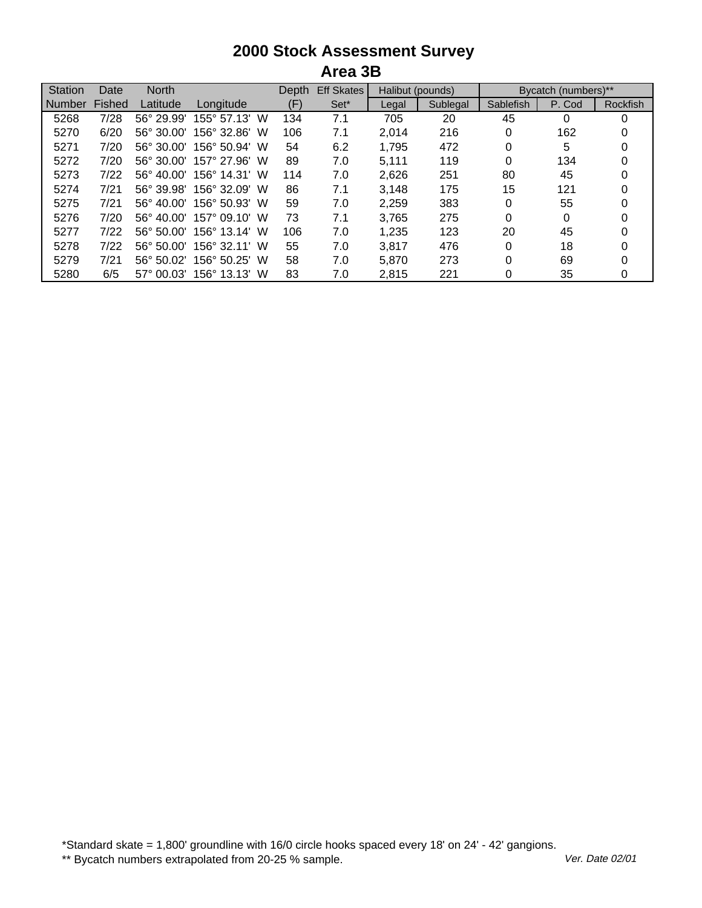# 2000 Stock Assessment Survey
## Area 3B

| Station Number | Date Fished | North Latitude | Longitude | Depth (F) | Eff Skates Set* | Halibut (pounds) | | Bycatch (numbers)** | | |
|---|---|---|---|---|---|---|---|---|---|---|
| | | | | | | Legal | Sublegal | Sablefish | P. Cod | Rockfish |
| 5268 | 7/28 | 56° 29.99' | 155° 57.13' W | 134 | 7.1 | 705 | 20 | 45 | 0 | 0 |
| 5270 | 6/20 | 56° 30.00' | 156° 32.86' W | 106 | 7.1 | 2,014 | 216 | 0 | 162 | 0 |
| 5271 | 7/20 | 56° 30.00' | 156° 50.94' W | 54 | 6.2 | 1,795 | 472 | 0 | 5 | 0 |
| 5272 | 7/20 | 56° 30.00' | 157° 27.96' W | 89 | 7.0 | 5,111 | 119 | 0 | 134 | 0 |
| 5273 | 7/22 | 56° 40.00' | 156° 14.31' W | 114 | 7.0 | 2,626 | 251 | 80 | 45 | 0 |
| 5274 | 7/21 | 56° 39.98' | 156° 32.09' W | 86 | 7.1 | 3,148 | 175 | 15 | 121 | 0 |
| 5275 | 7/21 | 56° 40.00' | 156° 50.93' W | 59 | 7.0 | 2,259 | 383 | 0 | 55 | 0 |
| 5276 | 7/20 | 56° 40.00' | 157° 09.10' W | 73 | 7.1 | 3,765 | 275 | 0 | 0 | 0 |
| 5277 | 7/22 | 56° 50.00' | 156° 13.14' W | 106 | 7.0 | 1,235 | 123 | 20 | 45 | 0 |
| 5278 | 7/22 | 56° 50.00' | 156° 32.11' W | 55 | 7.0 | 3,817 | 476 | 0 | 18 | 0 |
| 5279 | 7/21 | 56° 50.02' | 156° 50.25' W | 58 | 7.0 | 5,870 | 273 | 0 | 69 | 0 |
| 5280 | 6/5 | 57° 00.03' | 156° 13.13' W | 83 | 7.0 | 2,815 | 221 | 0 | 35 | 0 |

*Standard skate = 1,800' groundline with 16/0 circle hooks spaced every 18' on 24' - 42' gangions.

** Bycatch numbers extrapolated from 20-25 % sample.

*Ver. Date 02/01*